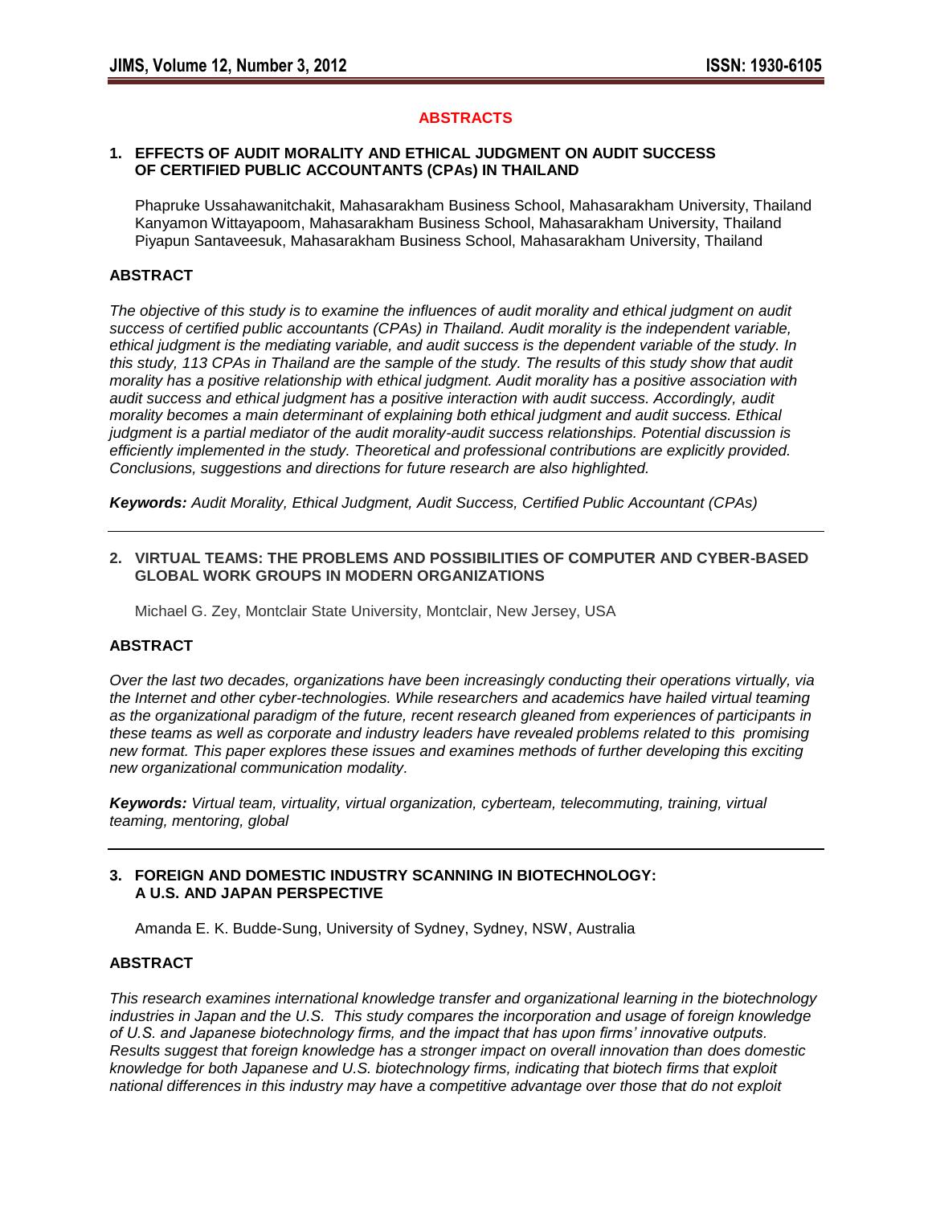# ABSTRACTS

## 1. EFFECTS OF AUDIT MORALITY AND ETHICAL JUDGMENT ON AUDIT SUCCESS OF CERTIFIED PUBLIC ACCOUNTANTS (CPAs) IN THAILAND

Phapruke Ussahawanitchakit, Mahasarakham Business School, Mahasarakham University, Thailand
Kanyamon Wittayapoom, Mahasarakham Business School, Mahasarakham University, Thailand
Piyapun Santaveesuk, Mahasarakham Business School, Mahasarakham University, Thailand

### ABSTRACT

*The objective of this study is to examine the influences of audit morality and ethical judgment on audit success of certified public accountants (CPAs) in Thailand. Audit morality is the independent variable, ethical judgment is the mediating variable, and audit success is the dependent variable of the study. In this study, 113 CPAs in Thailand are the sample of the study. The results of this study show that audit morality has a positive relationship with ethical judgment. Audit morality has a positive association with audit success and ethical judgment has a positive interaction with audit success. Accordingly, audit morality becomes a main determinant of explaining both ethical judgment and audit success. Ethical judgment is a partial mediator of the audit morality-audit success relationships. Potential discussion is efficiently implemented in the study. Theoretical and professional contributions are explicitly provided. Conclusions, suggestions and directions for future research are also highlighted.*

***Keywords:*** *Audit Morality, Ethical Judgment, Audit Success, Certified Public Accountant (CPAs)*

---

## 2. VIRTUAL TEAMS: THE PROBLEMS AND POSSIBILITIES OF COMPUTER AND CYBER-BASED GLOBAL WORK GROUPS IN MODERN ORGANIZATIONS

Michael G. Zey, Montclair State University, Montclair, New Jersey, USA

### ABSTRACT

*Over the last two decades, organizations have been increasingly conducting their operations virtually, via the Internet and other cyber-technologies. While researchers and academics have hailed virtual teaming as the organizational paradigm of the future, recent research gleaned from experiences of participants in these teams as well as corporate and industry leaders have revealed problems related to this promising new format. This paper explores these issues and examines methods of further developing this exciting new organizational communication modality.*

***Keywords:*** *Virtual team, virtuality, virtual organization, cyberteam, telecommuting, training, virtual teaming, mentoring, global*

---

## 3. FOREIGN AND DOMESTIC INDUSTRY SCANNING IN BIOTECHNOLOGY: A U.S. AND JAPAN PERSPECTIVE

Amanda E. K. Budde-Sung, University of Sydney, Sydney, NSW, Australia

### ABSTRACT

*This research examines international knowledge transfer and organizational learning in the biotechnology industries in Japan and the U.S. This study compares the incorporation and usage of foreign knowledge of U.S. and Japanese biotechnology firms, and the impact that has upon firms' innovative outputs. Results suggest that foreign knowledge has a stronger impact on overall innovation than does domestic knowledge for both Japanese and U.S. biotechnology firms, indicating that biotech firms that exploit national differences in this industry may have a competitive advantage over those that do not exploit*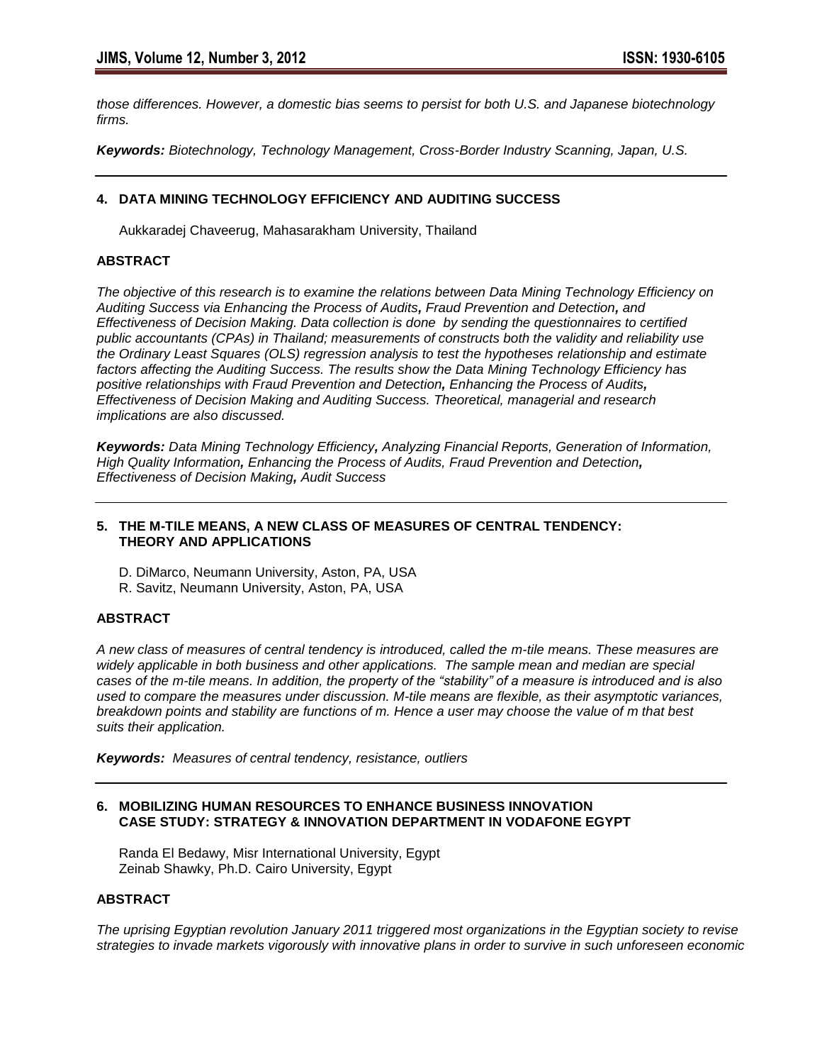*those differences. However, a domestic bias seems to persist for both U.S. and Japanese biotechnology firms.*

***Keywords:*** *Biotechnology, Technology Management, Cross-Border Industry Scanning, Japan, U.S.*

---

## 4. DATA MINING TECHNOLOGY EFFICIENCY AND AUDITING SUCCESS

Aukkaradej Chaveerug, Mahasarakham University, Thailand

### ABSTRACT

*The objective of this research is to examine the relations between Data Mining Technology Efficiency on Auditing Success via Enhancing the Process of Audits, Fraud Prevention and Detection, and Effectiveness of Decision Making. Data collection is done by sending the questionnaires to certified public accountants (CPAs) in Thailand; measurements of constructs both the validity and reliability use the Ordinary Least Squares (OLS) regression analysis to test the hypotheses relationship and estimate factors affecting the Auditing Success. The results show the Data Mining Technology Efficiency has positive relationships with Fraud Prevention and Detection, Enhancing the Process of Audits, Effectiveness of Decision Making and Auditing Success. Theoretical, managerial and research implications are also discussed.*

***Keywords:*** *Data Mining Technology Efficiency, Analyzing Financial Reports, Generation of Information, High Quality Information, Enhancing the Process of Audits, Fraud Prevention and Detection, Effectiveness of Decision Making, Audit Success*

---

## 5. THE M-TILE MEANS, A NEW CLASS OF MEASURES OF CENTRAL TENDENCY: THEORY AND APPLICATIONS

D. DiMarco, Neumann University, Aston, PA, USA
R. Savitz, Neumann University, Aston, PA, USA

### ABSTRACT

*A new class of measures of central tendency is introduced, called the m-tile means. These measures are widely applicable in both business and other applications. The sample mean and median are special cases of the m-tile means. In addition, the property of the "stability" of a measure is introduced and is also used to compare the measures under discussion. M-tile means are flexible, as their asymptotic variances, breakdown points and stability are functions of m. Hence a user may choose the value of m that best suits their application.*

***Keywords:*** *Measures of central tendency, resistance, outliers*

---

## 6. MOBILIZING HUMAN RESOURCES TO ENHANCE BUSINESS INNOVATION CASE STUDY: STRATEGY & INNOVATION DEPARTMENT IN VODAFONE EGYPT

Randa El Bedawy, Misr International University, Egypt
Zeinab Shawky, Ph.D. Cairo University, Egypt

### ABSTRACT

*The uprising Egyptian revolution January 2011 triggered most organizations in the Egyptian society to revise strategies to invade markets vigorously with innovative plans in order to survive in such unforeseen economic*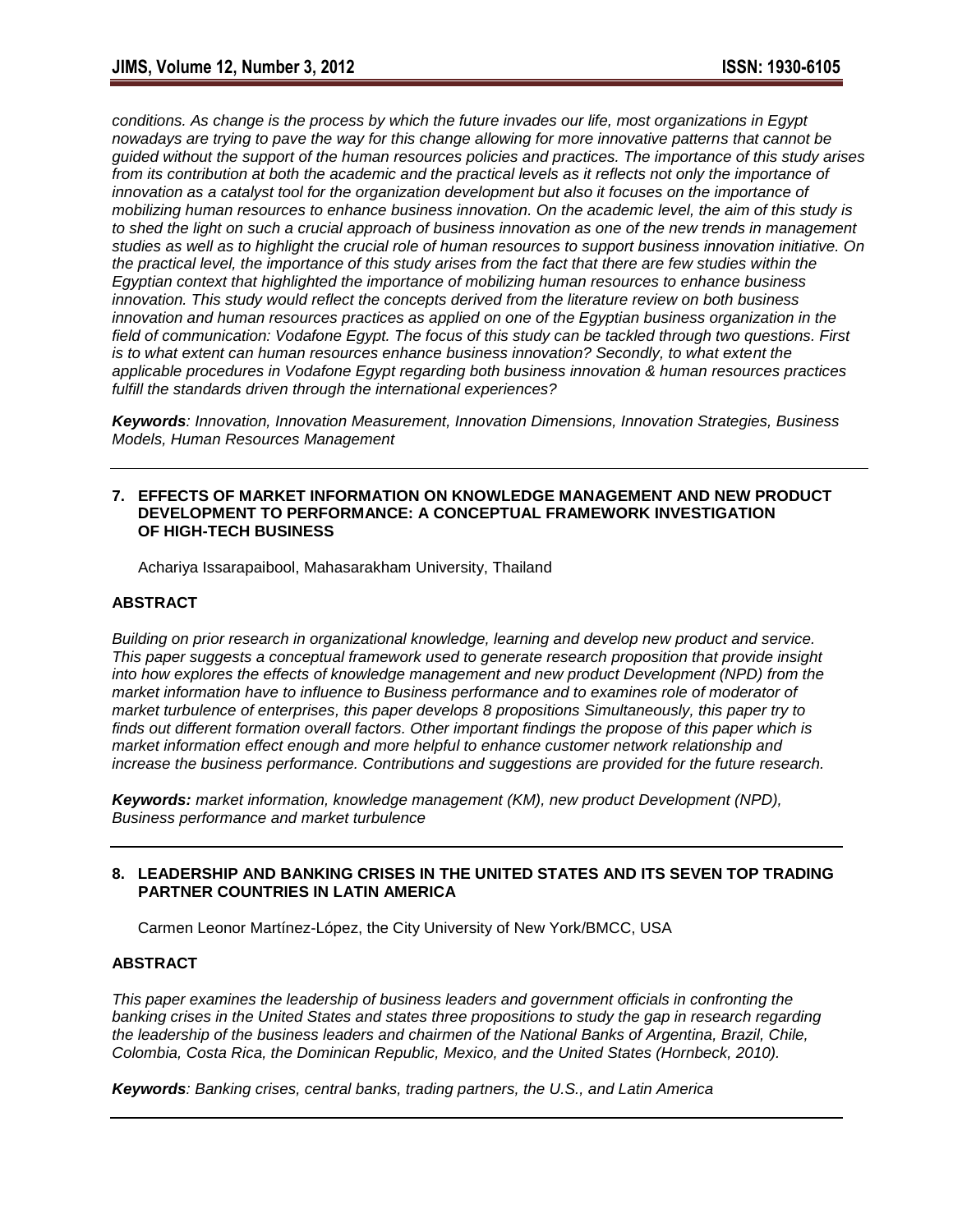*conditions. As change is the process by which the future invades our life, most organizations in Egypt nowadays are trying to pave the way for this change allowing for more innovative patterns that cannot be guided without the support of the human resources policies and practices. The importance of this study arises from its contribution at both the academic and the practical levels as it reflects not only the importance of innovation as a catalyst tool for the organization development but also it focuses on the importance of mobilizing human resources to enhance business innovation. On the academic level, the aim of this study is to shed the light on such a crucial approach of business innovation as one of the new trends in management studies as well as to highlight the crucial role of human resources to support business innovation initiative. On the practical level, the importance of this study arises from the fact that there are few studies within the Egyptian context that highlighted the importance of mobilizing human resources to enhance business innovation. This study would reflect the concepts derived from the literature review on both business innovation and human resources practices as applied on one of the Egyptian business organization in the field of communication: Vodafone Egypt. The focus of this study can be tackled through two questions. First is to what extent can human resources enhance business innovation? Secondly, to what extent the applicable procedures in Vodafone Egypt regarding both business innovation & human resources practices fulfill the standards driven through the international experiences?*

***Keywords**: Innovation, Innovation Measurement, Innovation Dimensions, Innovation Strategies, Business Models, Human Resources Management*

---

## 7. EFFECTS OF MARKET INFORMATION ON KNOWLEDGE MANAGEMENT AND NEW PRODUCT DEVELOPMENT TO PERFORMANCE: A CONCEPTUAL FRAMEWORK INVESTIGATION OF HIGH-TECH BUSINESS

Achariya Issarapaibool, Mahasarakham University, Thailand

### ABSTRACT

*Building on prior research in organizational knowledge, learning and develop new product and service. This paper suggests a conceptual framework used to generate research proposition that provide insight into how explores the effects of knowledge management and new product Development (NPD) from the market information have to influence to Business performance and to examines role of moderator of market turbulence of enterprises, this paper develops 8 propositions Simultaneously, this paper try to finds out different formation overall factors. Other important findings the propose of this paper which is market information effect enough and more helpful to enhance customer network relationship and increase the business performance. Contributions and suggestions are provided for the future research.*

***Keywords:** market information, knowledge management (KM), new product Development (NPD), Business performance and market turbulence*

---

## 8. LEADERSHIP AND BANKING CRISES IN THE UNITED STATES AND ITS SEVEN TOP TRADING PARTNER COUNTRIES IN LATIN AMERICA

Carmen Leonor Martínez-López, the City University of New York/BMCC, USA

### ABSTRACT

*This paper examines the leadership of business leaders and government officials in confronting the banking crises in the United States and states three propositions to study the gap in research regarding the leadership of the business leaders and chairmen of the National Banks of Argentina, Brazil, Chile, Colombia, Costa Rica, the Dominican Republic, Mexico, and the United States (Hornbeck, 2010).*

***Keywords**: Banking crises, central banks, trading partners, the U.S., and Latin America*

---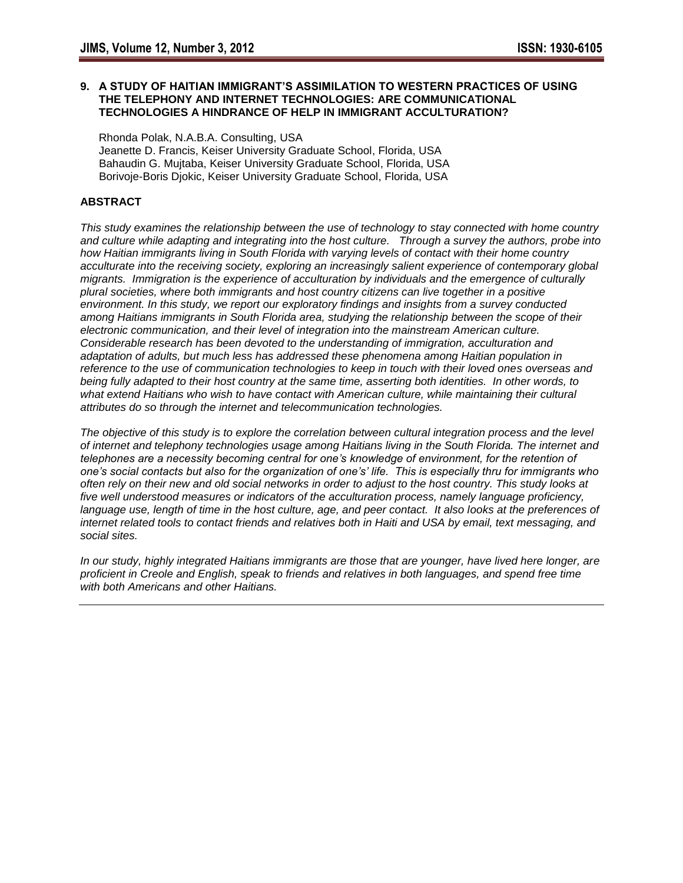## 9. A STUDY OF HAITIAN IMMIGRANT'S ASSIMILATION TO WESTERN PRACTICES OF USING THE TELEPHONY AND INTERNET TECHNOLOGIES: ARE COMMUNICATIONAL TECHNOLOGIES A HINDRANCE OF HELP IN IMMIGRANT ACCULTURATION?

Rhonda Polak, N.A.B.A. Consulting, USA
Jeanette D. Francis, Keiser University Graduate School, Florida, USA
Bahaudin G. Mujtaba, Keiser University Graduate School, Florida, USA
Borivoje-Boris Djokic, Keiser University Graduate School, Florida, USA

### ABSTRACT

*This study examines the relationship between the use of technology to stay connected with home country and culture while adapting and integrating into the host culture. Through a survey the authors, probe into how Haitian immigrants living in South Florida with varying levels of contact with their home country acculturate into the receiving society, exploring an increasingly salient experience of contemporary global migrants. Immigration is the experience of acculturation by individuals and the emergence of culturally plural societies, where both immigrants and host country citizens can live together in a positive environment. In this study, we report our exploratory findings and insights from a survey conducted among Haitians immigrants in South Florida area, studying the relationship between the scope of their electronic communication, and their level of integration into the mainstream American culture. Considerable research has been devoted to the understanding of immigration, acculturation and adaptation of adults, but much less has addressed these phenomena among Haitian population in reference to the use of communication technologies to keep in touch with their loved ones overseas and being fully adapted to their host country at the same time, asserting both identities. In other words, to what extend Haitians who wish to have contact with American culture, while maintaining their cultural attributes do so through the internet and telecommunication technologies.*

*The objective of this study is to explore the correlation between cultural integration process and the level of internet and telephony technologies usage among Haitians living in the South Florida. The internet and telephones are a necessity becoming central for one's knowledge of environment, for the retention of one's social contacts but also for the organization of one's' life. This is especially thru for immigrants who often rely on their new and old social networks in order to adjust to the host country. This study looks at five well understood measures or indicators of the acculturation process, namely language proficiency, language use, length of time in the host culture, age, and peer contact. It also looks at the preferences of internet related tools to contact friends and relatives both in Haiti and USA by email, text messaging, and social sites.*

*In our study, highly integrated Haitians immigrants are those that are younger, have lived here longer, are proficient in Creole and English, speak to friends and relatives in both languages, and spend free time with both Americans and other Haitians.*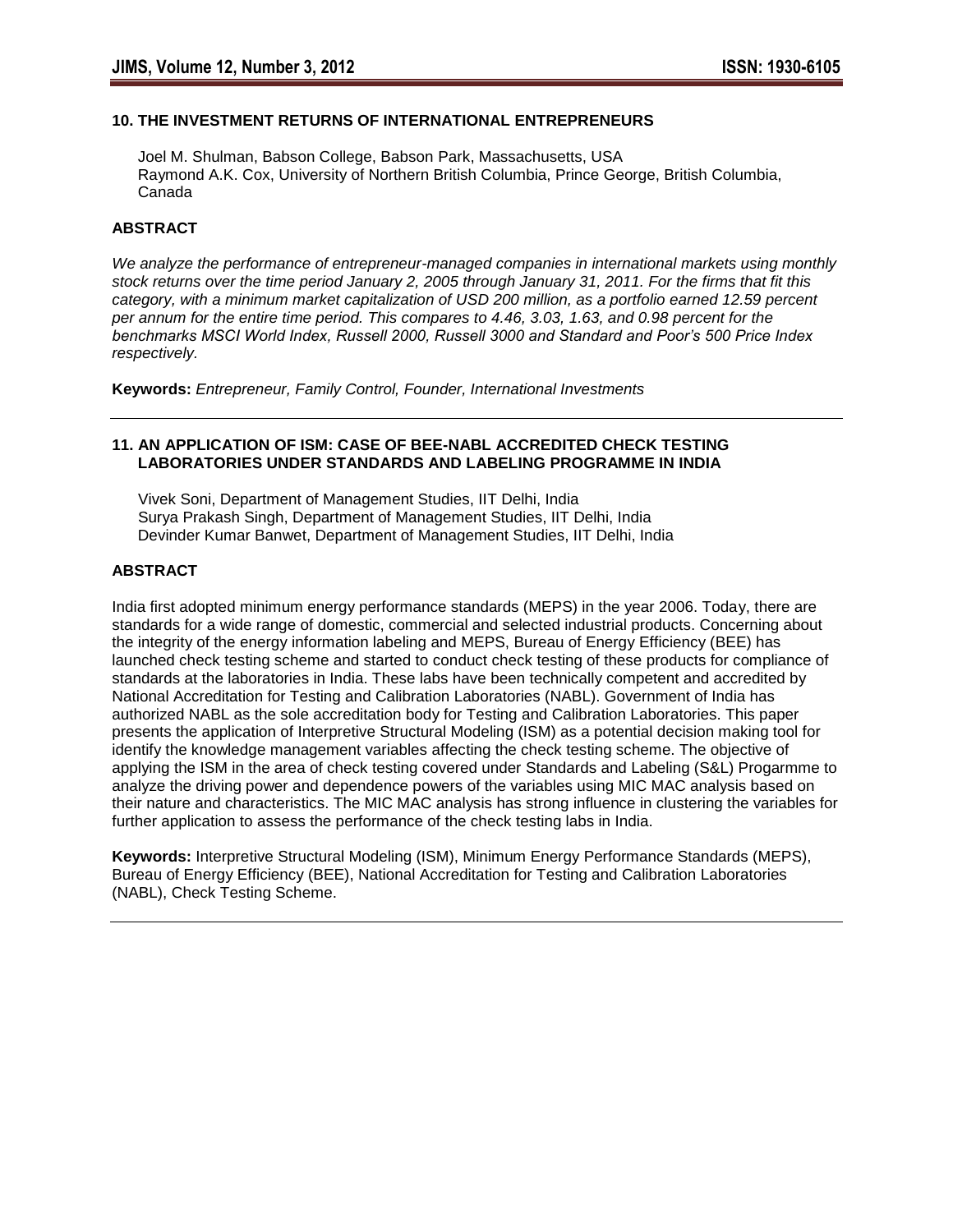### 10. THE INVESTMENT RETURNS OF INTERNATIONAL ENTREPRENEURS

Joel M. Shulman, Babson College, Babson Park, Massachusetts, USA
Raymond A.K. Cox, University of Northern British Columbia, Prince George, British Columbia, Canada

#### ABSTRACT

*We analyze the performance of entrepreneur-managed companies in international markets using monthly stock returns over the time period January 2, 2005 through January 31, 2011. For the firms that fit this category, with a minimum market capitalization of USD 200 million, as a portfolio earned 12.59 percent per annum for the entire time period. This compares to 4.46, 3.03, 1.63, and 0.98 percent for the benchmarks MSCI World Index, Russell 2000, Russell 3000 and Standard and Poor's 500 Price Index respectively.*

**Keywords:** *Entrepreneur, Family Control, Founder, International Investments*

---

### 11. AN APPLICATION OF ISM: CASE OF BEE-NABL ACCREDITED CHECK TESTING LABORATORIES UNDER STANDARDS AND LABELING PROGRAMME IN INDIA

Vivek Soni, Department of Management Studies, IIT Delhi, India
Surya Prakash Singh, Department of Management Studies, IIT Delhi, India
Devinder Kumar Banwet, Department of Management Studies, IIT Delhi, India

#### ABSTRACT

India first adopted minimum energy performance standards (MEPS) in the year 2006. Today, there are standards for a wide range of domestic, commercial and selected industrial products. Concerning about the integrity of the energy information labeling and MEPS, Bureau of Energy Efficiency (BEE) has launched check testing scheme and started to conduct check testing of these products for compliance of standards at the laboratories in India. These labs have been technically competent and accredited by National Accreditation for Testing and Calibration Laboratories (NABL). Government of India has authorized NABL as the sole accreditation body for Testing and Calibration Laboratories. This paper presents the application of Interpretive Structural Modeling (ISM) as a potential decision making tool for identify the knowledge management variables affecting the check testing scheme. The objective of applying the ISM in the area of check testing covered under Standards and Labeling (S&L) Progarmme to analyze the driving power and dependence powers of the variables using MIC MAC analysis based on their nature and characteristics. The MIC MAC analysis has strong influence in clustering the variables for further application to assess the performance of the check testing labs in India.

**Keywords:** Interpretive Structural Modeling (ISM), Minimum Energy Performance Standards (MEPS), Bureau of Energy Efficiency (BEE), National Accreditation for Testing and Calibration Laboratories (NABL), Check Testing Scheme.

---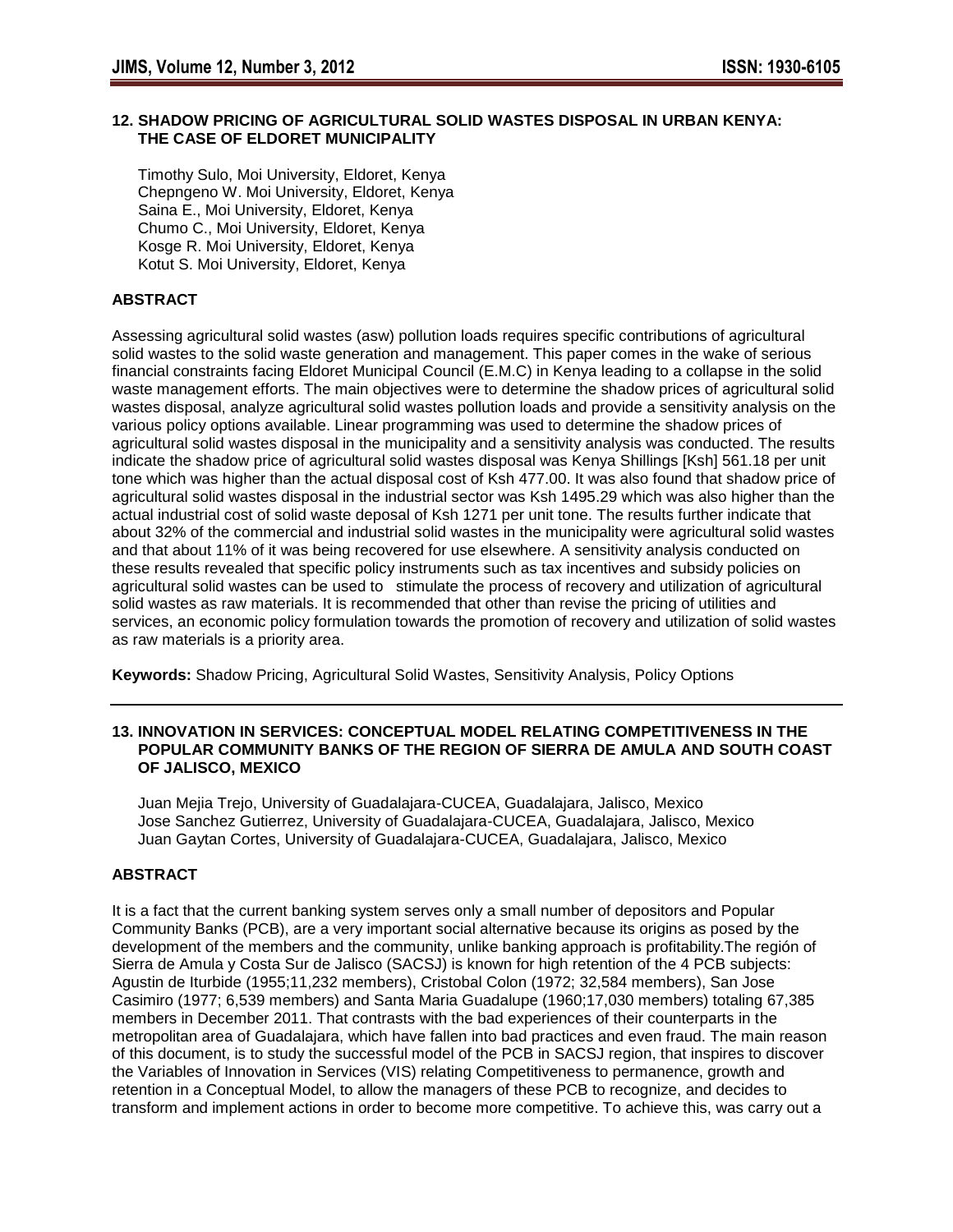## 12. SHADOW PRICING OF AGRICULTURAL SOLID WASTES DISPOSAL IN URBAN KENYA: THE CASE OF ELDORET MUNICIPALITY

Timothy Sulo, Moi University, Eldoret, Kenya
Chepngeno W. Moi University, Eldoret, Kenya
Saina E., Moi University, Eldoret, Kenya
Chumo C., Moi University, Eldoret, Kenya
Kosge R. Moi University, Eldoret, Kenya
Kotut S. Moi University, Eldoret, Kenya

### ABSTRACT

Assessing agricultural solid wastes (asw) pollution loads requires specific contributions of agricultural solid wastes to the solid waste generation and management. This paper comes in the wake of serious financial constraints facing Eldoret Municipal Council (E.M.C) in Kenya leading to a collapse in the solid waste management efforts. The main objectives were to determine the shadow prices of agricultural solid wastes disposal, analyze agricultural solid wastes pollution loads and provide a sensitivity analysis on the various policy options available. Linear programming was used to determine the shadow prices of agricultural solid wastes disposal in the municipality and a sensitivity analysis was conducted. The results indicate the shadow price of agricultural solid wastes disposal was Kenya Shillings [Ksh] 561.18 per unit tone which was higher than the actual disposal cost of Ksh 477.00. It was also found that shadow price of agricultural solid wastes disposal in the industrial sector was Ksh 1495.29 which was also higher than the actual industrial cost of solid waste deposal of Ksh 1271 per unit tone. The results further indicate that about 32% of the commercial and industrial solid wastes in the municipality were agricultural solid wastes and that about 11% of it was being recovered for use elsewhere. A sensitivity analysis conducted on these results revealed that specific policy instruments such as tax incentives and subsidy policies on agricultural solid wastes can be used to stimulate the process of recovery and utilization of agricultural solid wastes as raw materials. It is recommended that other than revise the pricing of utilities and services, an economic policy formulation towards the promotion of recovery and utilization of solid wastes as raw materials is a priority area.

**Keywords:** Shadow Pricing, Agricultural Solid Wastes, Sensitivity Analysis, Policy Options

---

## 13. INNOVATION IN SERVICES: CONCEPTUAL MODEL RELATING COMPETITIVENESS IN THE POPULAR COMMUNITY BANKS OF THE REGION OF SIERRA DE AMULA AND SOUTH COAST OF JALISCO, MEXICO

Juan Mejia Trejo, University of Guadalajara-CUCEA, Guadalajara, Jalisco, Mexico
Jose Sanchez Gutierrez, University of Guadalajara-CUCEA, Guadalajara, Jalisco, Mexico
Juan Gaytan Cortes, University of Guadalajara-CUCEA, Guadalajara, Jalisco, Mexico

### ABSTRACT

It is a fact that the current banking system serves only a small number of depositors and Popular Community Banks (PCB), are a very important social alternative because its origins as posed by the development of the members and the community, unlike banking approach is profitability.The región of Sierra de Amula y Costa Sur de Jalisco (SACSJ) is known for high retention of the 4 PCB subjects: Agustin de Iturbide (1955;11,232 members), Cristobal Colon (1972; 32,584 members), San Jose Casimiro (1977; 6,539 members) and Santa Maria Guadalupe (1960;17,030 members) totaling 67,385 members in December 2011. That contrasts with the bad experiences of their counterparts in the metropolitan area of Guadalajara, which have fallen into bad practices and even fraud. The main reason of this document, is to study the successful model of the PCB in SACSJ region, that inspires to discover the Variables of Innovation in Services (VIS) relating Competitiveness to permanence, growth and retention in a Conceptual Model, to allow the managers of these PCB to recognize, and decides to transform and implement actions in order to become more competitive. To achieve this, was carry out a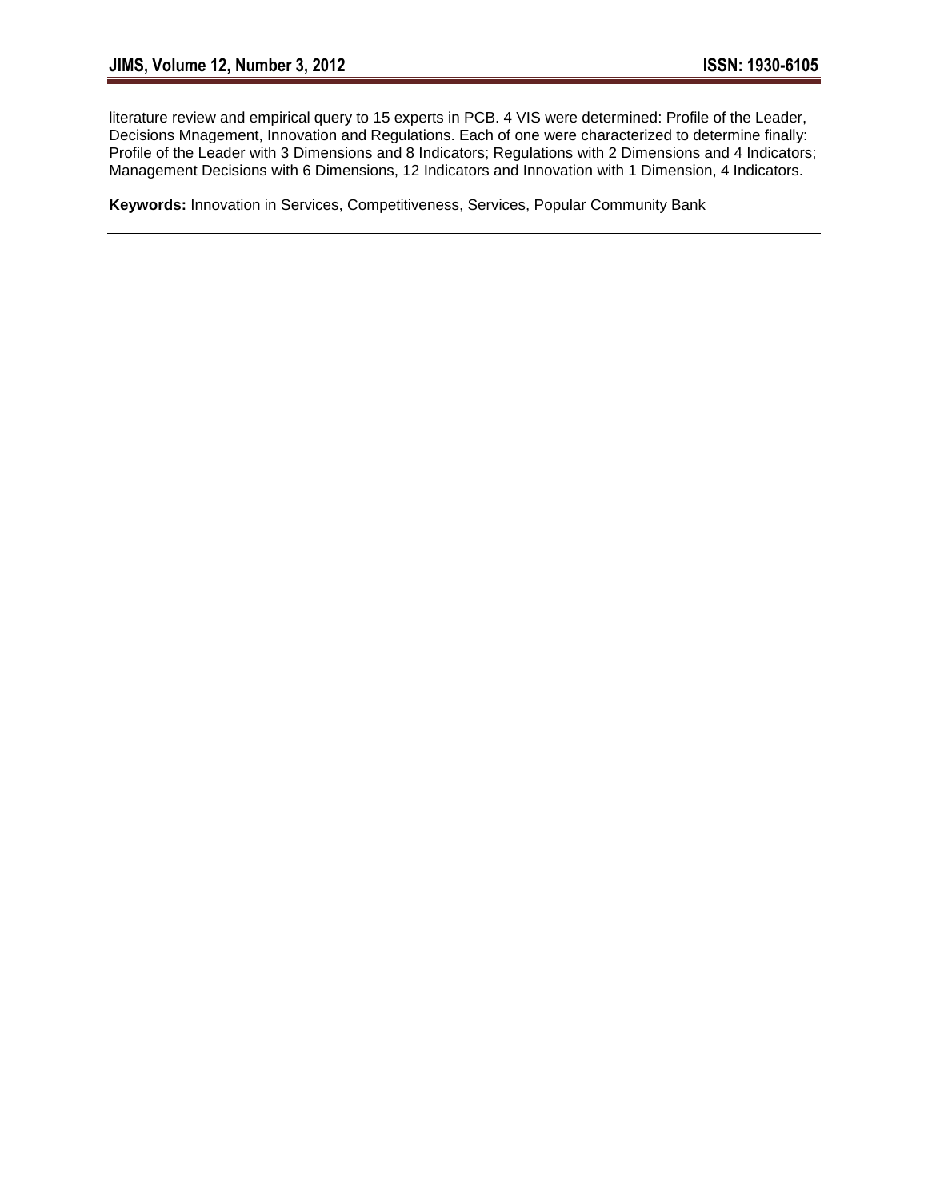literature review and empirical query to 15 experts in PCB. 4 VIS were determined: Profile of the Leader, Decisions Mnagement, Innovation and Regulations. Each of one were characterized to determine finally: Profile of the Leader with 3 Dimensions and 8 Indicators; Regulations with 2 Dimensions and 4 Indicators; Management Decisions with 6 Dimensions, 12 Indicators and Innovation with 1 Dimension, 4 Indicators.

**Keywords:** Innovation in Services, Competitiveness, Services, Popular Community Bank

---